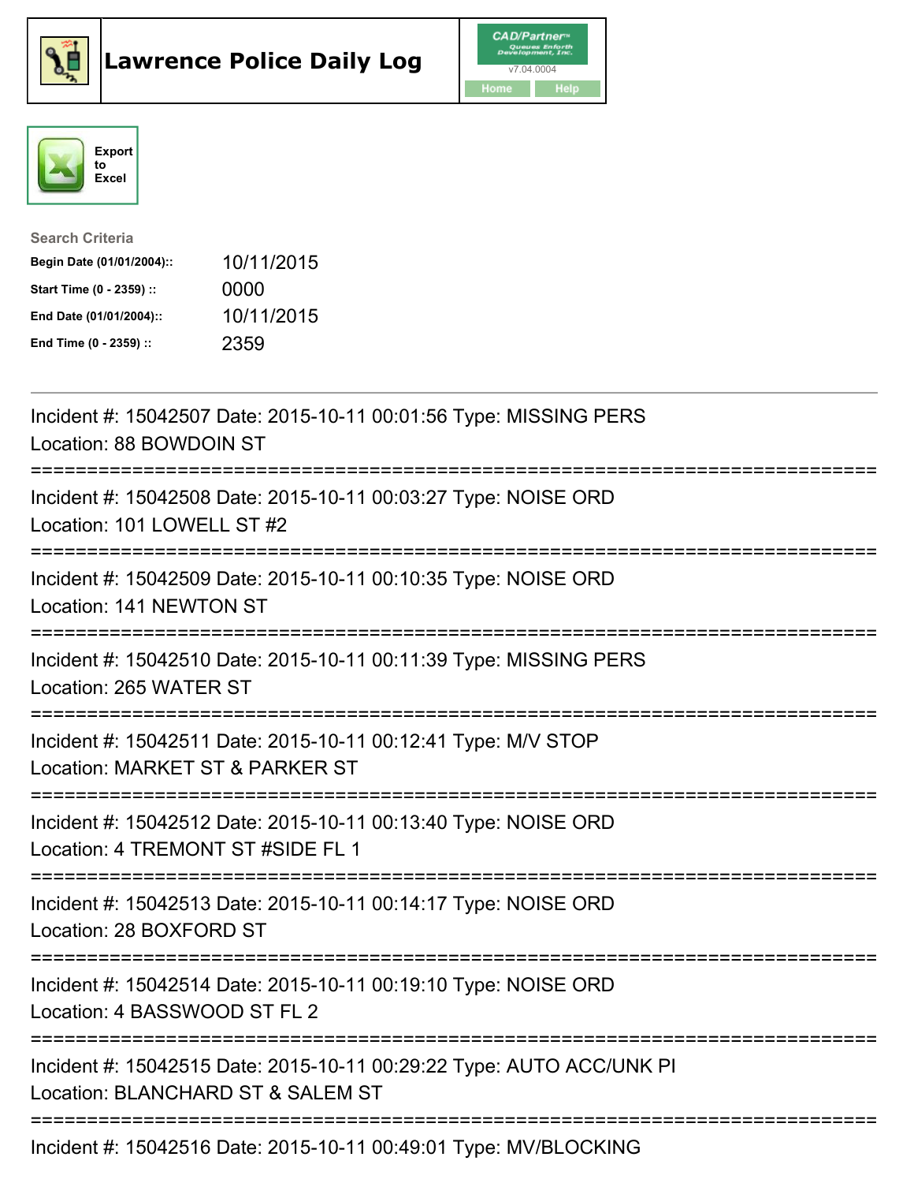# Lawrence Police Daily Log

CAD/Partner v7.04.0004

Home Help

Export to Excel

**Search Criteria**

| | |
|---|---|
| **Begin Date (01/01/2004)::** | 10/11/2015 |
| **Start Time (0 - 2359) ::** | 0000 |
| **End Date (01/01/2004)::** | 10/11/2015 |
| **End Time (0 - 2359) ::** | 2359 |

---

Incident #: 15042507 Date: 2015-10-11 00:01:56 Type: MISSING PERS
Location: 88 BOWDOIN ST

===========================================================================

Incident #: 15042508 Date: 2015-10-11 00:03:27 Type: NOISE ORD
Location: 101 LOWELL ST #2

===========================================================================

Incident #: 15042509 Date: 2015-10-11 00:10:35 Type: NOISE ORD
Location: 141 NEWTON ST

===========================================================================

Incident #: 15042510 Date: 2015-10-11 00:11:39 Type: MISSING PERS
Location: 265 WATER ST

===========================================================================

Incident #: 15042511 Date: 2015-10-11 00:12:41 Type: M/V STOP
Location: MARKET ST & PARKER ST

===========================================================================

Incident #: 15042512 Date: 2015-10-11 00:13:40 Type: NOISE ORD
Location: 4 TREMONT ST #SIDE FL 1

===========================================================================

Incident #: 15042513 Date: 2015-10-11 00:14:17 Type: NOISE ORD
Location: 28 BOXFORD ST

===========================================================================

Incident #: 15042514 Date: 2015-10-11 00:19:10 Type: NOISE ORD
Location: 4 BASSWOOD ST FL 2

===========================================================================

Incident #: 15042515 Date: 2015-10-11 00:29:22 Type: AUTO ACC/UNK PI
Location: BLANCHARD ST & SALEM ST

===========================================================================

Incident #: 15042516 Date: 2015-10-11 00:49:01 Type: MV/BLOCKING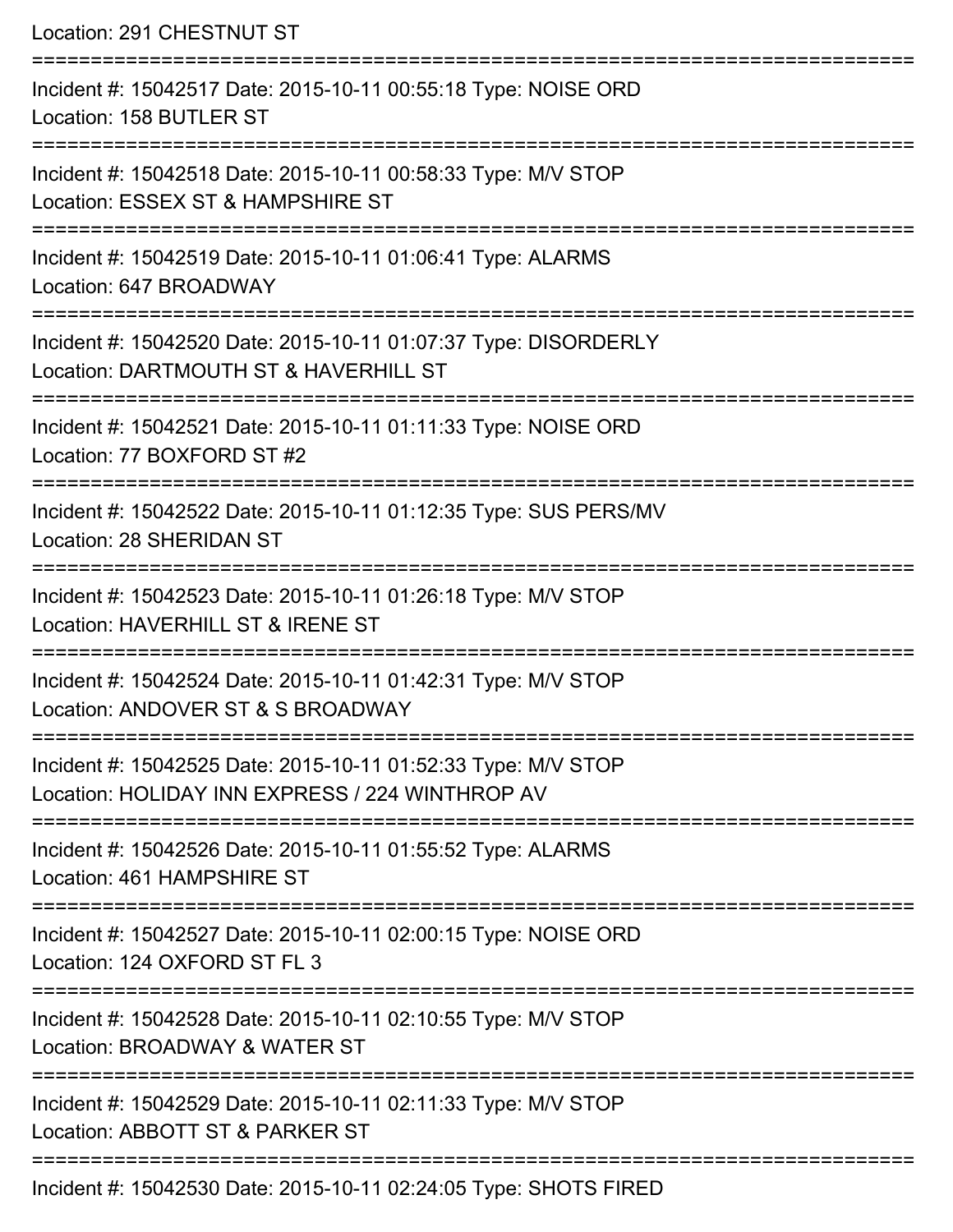Location: 291 CHESTNUT ST

===========================================================================

Incident #: 15042517 Date: 2015-10-11 00:55:18 Type: NOISE ORD
Location: 158 BUTLER ST

===========================================================================

Incident #: 15042518 Date: 2015-10-11 00:58:33 Type: M/V STOP
Location: ESSEX ST & HAMPSHIRE ST

===========================================================================

Incident #: 15042519 Date: 2015-10-11 01:06:41 Type: ALARMS
Location: 647 BROADWAY

===========================================================================

Incident #: 15042520 Date: 2015-10-11 01:07:37 Type: DISORDERLY
Location: DARTMOUTH ST & HAVERHILL ST

===========================================================================

Incident #: 15042521 Date: 2015-10-11 01:11:33 Type: NOISE ORD
Location: 77 BOXFORD ST #2

===========================================================================

Incident #: 15042522 Date: 2015-10-11 01:12:35 Type: SUS PERS/MV
Location: 28 SHERIDAN ST

===========================================================================

Incident #: 15042523 Date: 2015-10-11 01:26:18 Type: M/V STOP
Location: HAVERHILL ST & IRENE ST

===========================================================================

Incident #: 15042524 Date: 2015-10-11 01:42:31 Type: M/V STOP
Location: ANDOVER ST & S BROADWAY

===========================================================================

Incident #: 15042525 Date: 2015-10-11 01:52:33 Type: M/V STOP
Location: HOLIDAY INN EXPRESS / 224 WINTHROP AV

===========================================================================

Incident #: 15042526 Date: 2015-10-11 01:55:52 Type: ALARMS
Location: 461 HAMPSHIRE ST

===========================================================================

Incident #: 15042527 Date: 2015-10-11 02:00:15 Type: NOISE ORD
Location: 124 OXFORD ST FL 3

===========================================================================

Incident #: 15042528 Date: 2015-10-11 02:10:55 Type: M/V STOP
Location: BROADWAY & WATER ST

===========================================================================

Incident #: 15042529 Date: 2015-10-11 02:11:33 Type: M/V STOP
Location: ABBOTT ST & PARKER ST

===========================================================================

Incident #: 15042530 Date: 2015-10-11 02:24:05 Type: SHOTS FIRED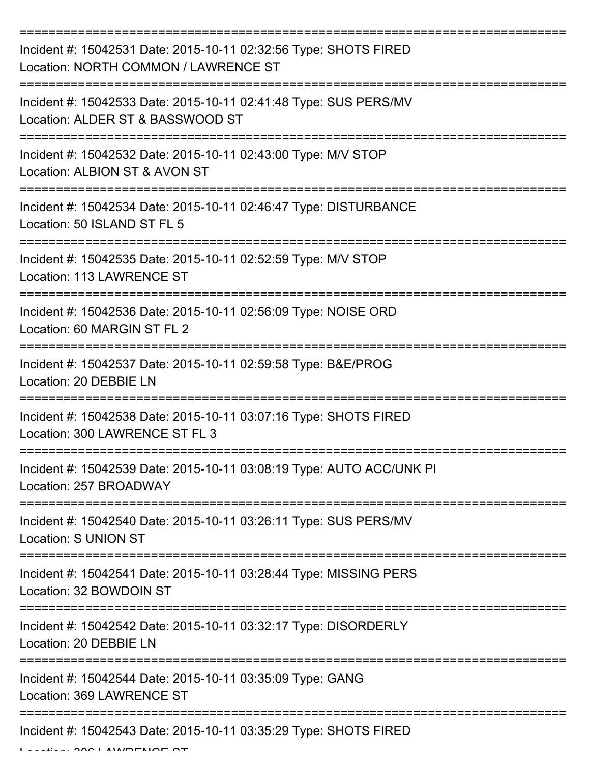==========================================================================

Incident #: 15042531 Date: 2015-10-11 02:32:56 Type: SHOTS FIRED
Location: NORTH COMMON / LAWRENCE ST

==========================================================================

Incident #: 15042533 Date: 2015-10-11 02:41:48 Type: SUS PERS/MV
Location: ALDER ST & BASSWOOD ST

==========================================================================

Incident #: 15042532 Date: 2015-10-11 02:43:00 Type: M/V STOP
Location: ALBION ST & AVON ST

==========================================================================

Incident #: 15042534 Date: 2015-10-11 02:46:47 Type: DISTURBANCE
Location: 50 ISLAND ST FL 5

==========================================================================

Incident #: 15042535 Date: 2015-10-11 02:52:59 Type: M/V STOP
Location: 113 LAWRENCE ST

==========================================================================

Incident #: 15042536 Date: 2015-10-11 02:56:09 Type: NOISE ORD
Location: 60 MARGIN ST FL 2

==========================================================================

Incident #: 15042537 Date: 2015-10-11 02:59:58 Type: B&E/PROG
Location: 20 DEBBIE LN

==========================================================================

Incident #: 15042538 Date: 2015-10-11 03:07:16 Type: SHOTS FIRED
Location: 300 LAWRENCE ST FL 3

==========================================================================

Incident #: 15042539 Date: 2015-10-11 03:08:19 Type: AUTO ACC/UNK PI
Location: 257 BROADWAY

==========================================================================

Incident #: 15042540 Date: 2015-10-11 03:26:11 Type: SUS PERS/MV
Location: S UNION ST

==========================================================================

Incident #: 15042541 Date: 2015-10-11 03:28:44 Type: MISSING PERS
Location: 32 BOWDOIN ST

==========================================================================

Incident #: 15042542 Date: 2015-10-11 03:32:17 Type: DISORDERLY
Location: 20 DEBBIE LN

==========================================================================

Incident #: 15042544 Date: 2015-10-11 03:35:09 Type: GANG
Location: 369 LAWRENCE ST

==========================================================================

Incident #: 15042543 Date: 2015-10-11 03:35:29 Type: SHOTS FIRED
Location: 306 LAWRENCE ST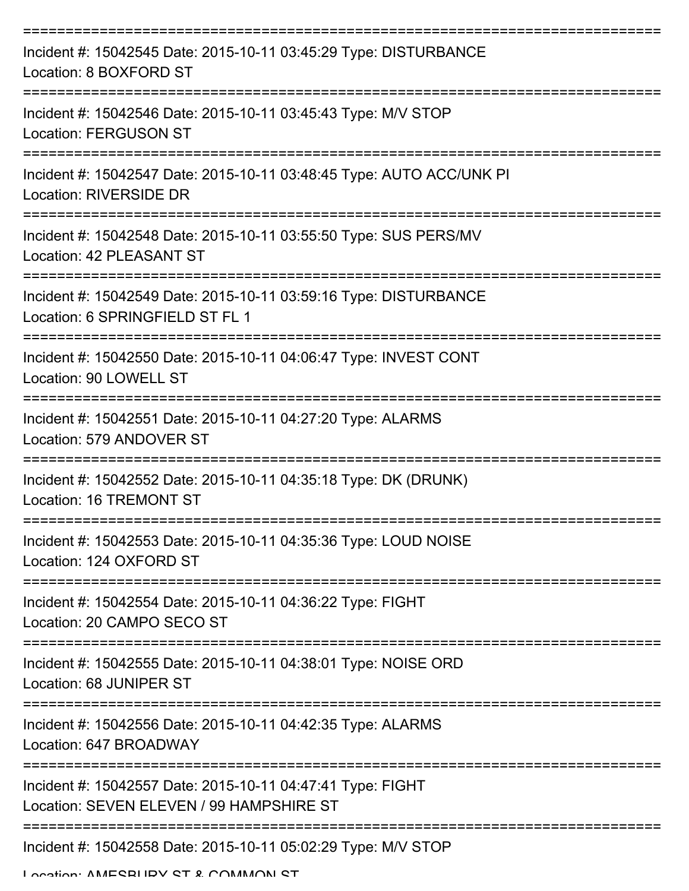Incident #: 15042545 Date: 2015-10-11 03:45:29 Type: DISTURBANCE
Location: 8 BOXFORD ST

Incident #: 15042546 Date: 2015-10-11 03:45:43 Type: M/V STOP
Location: FERGUSON ST

Incident #: 15042547 Date: 2015-10-11 03:48:45 Type: AUTO ACC/UNK PI
Location: RIVERSIDE DR

Incident #: 15042548 Date: 2015-10-11 03:55:50 Type: SUS PERS/MV
Location: 42 PLEASANT ST

Incident #: 15042549 Date: 2015-10-11 03:59:16 Type: DISTURBANCE
Location: 6 SPRINGFIELD ST FL 1

Incident #: 15042550 Date: 2015-10-11 04:06:47 Type: INVEST CONT
Location: 90 LOWELL ST

Incident #: 15042551 Date: 2015-10-11 04:27:20 Type: ALARMS
Location: 579 ANDOVER ST

Incident #: 15042552 Date: 2015-10-11 04:35:18 Type: DK (DRUNK)
Location: 16 TREMONT ST

Incident #: 15042553 Date: 2015-10-11 04:35:36 Type: LOUD NOISE
Location: 124 OXFORD ST

Incident #: 15042554 Date: 2015-10-11 04:36:22 Type: FIGHT
Location: 20 CAMPO SECO ST

Incident #: 15042555 Date: 2015-10-11 04:38:01 Type: NOISE ORD
Location: 68 JUNIPER ST

Incident #: 15042556 Date: 2015-10-11 04:42:35 Type: ALARMS
Location: 647 BROADWAY

Incident #: 15042557 Date: 2015-10-11 04:47:41 Type: FIGHT
Location: SEVEN ELEVEN / 99 HAMPSHIRE ST

Incident #: 15042558 Date: 2015-10-11 05:02:29 Type: M/V STOP
Location: AMESBURY ST & COMMON ST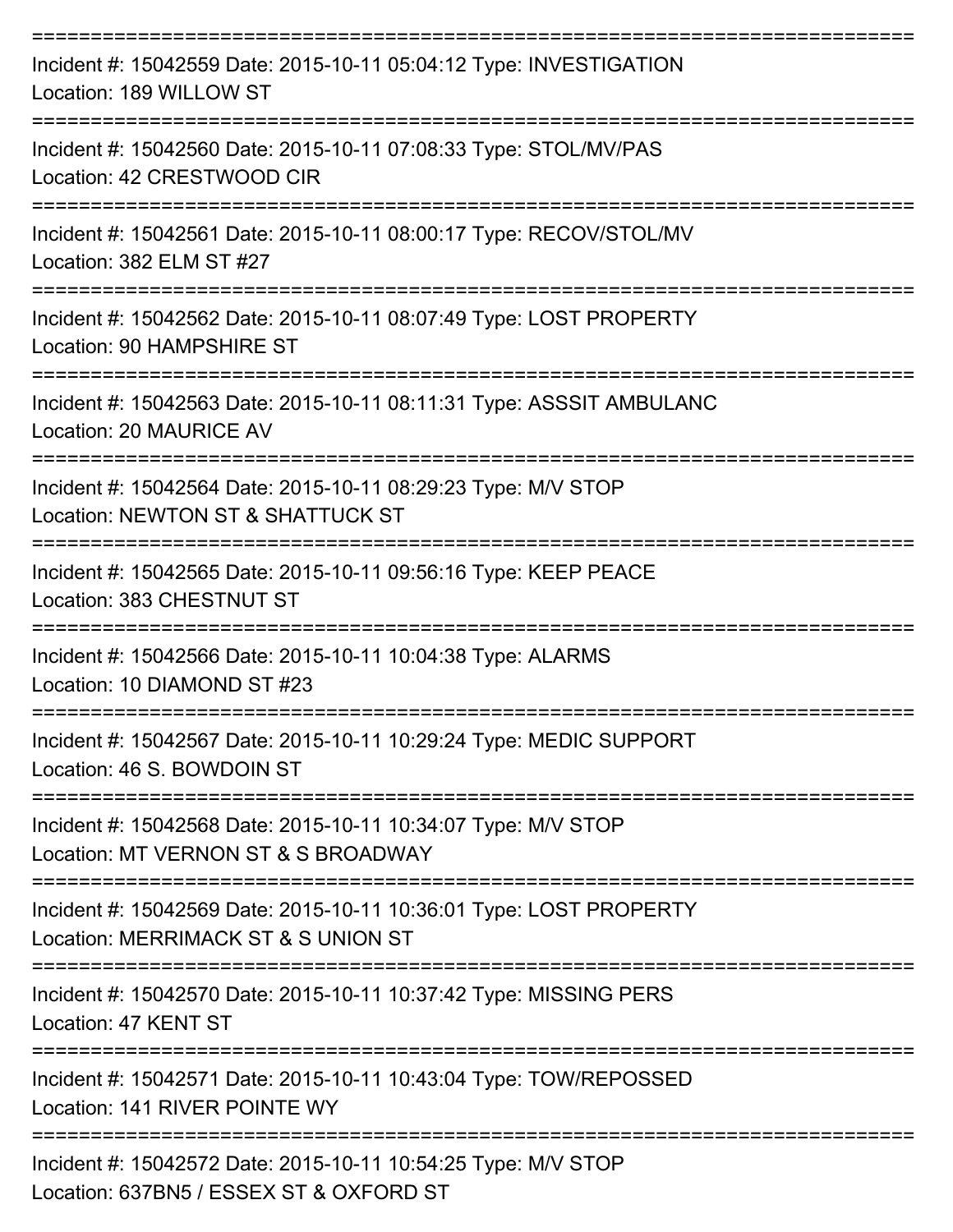===========================================================================

Incident #: 15042559 Date: 2015-10-11 05:04:12 Type: INVESTIGATION
Location: 189 WILLOW ST

===========================================================================

Incident #: 15042560 Date: 2015-10-11 07:08:33 Type: STOL/MV/PAS
Location: 42 CRESTWOOD CIR

===========================================================================

Incident #: 15042561 Date: 2015-10-11 08:00:17 Type: RECOV/STOL/MV
Location: 382 ELM ST #27

===========================================================================

Incident #: 15042562 Date: 2015-10-11 08:07:49 Type: LOST PROPERTY
Location: 90 HAMPSHIRE ST

===========================================================================

Incident #: 15042563 Date: 2015-10-11 08:11:31 Type: ASSSIT AMBULANC
Location: 20 MAURICE AV

===========================================================================

Incident #: 15042564 Date: 2015-10-11 08:29:23 Type: M/V STOP
Location: NEWTON ST & SHATTUCK ST

===========================================================================

Incident #: 15042565 Date: 2015-10-11 09:56:16 Type: KEEP PEACE
Location: 383 CHESTNUT ST

===========================================================================

Incident #: 15042566 Date: 2015-10-11 10:04:38 Type: ALARMS
Location: 10 DIAMOND ST #23

===========================================================================

Incident #: 15042567 Date: 2015-10-11 10:29:24 Type: MEDIC SUPPORT
Location: 46 S. BOWDOIN ST

===========================================================================

Incident #: 15042568 Date: 2015-10-11 10:34:07 Type: M/V STOP
Location: MT VERNON ST & S BROADWAY

===========================================================================

Incident #: 15042569 Date: 2015-10-11 10:36:01 Type: LOST PROPERTY
Location: MERRIMACK ST & S UNION ST

===========================================================================

Incident #: 15042570 Date: 2015-10-11 10:37:42 Type: MISSING PERS
Location: 47 KENT ST

===========================================================================

Incident #: 15042571 Date: 2015-10-11 10:43:04 Type: TOW/REPOSSED
Location: 141 RIVER POINTE WY

===========================================================================

Incident #: 15042572 Date: 2015-10-11 10:54:25 Type: M/V STOP
Location: 637BN5 / ESSEX ST & OXFORD ST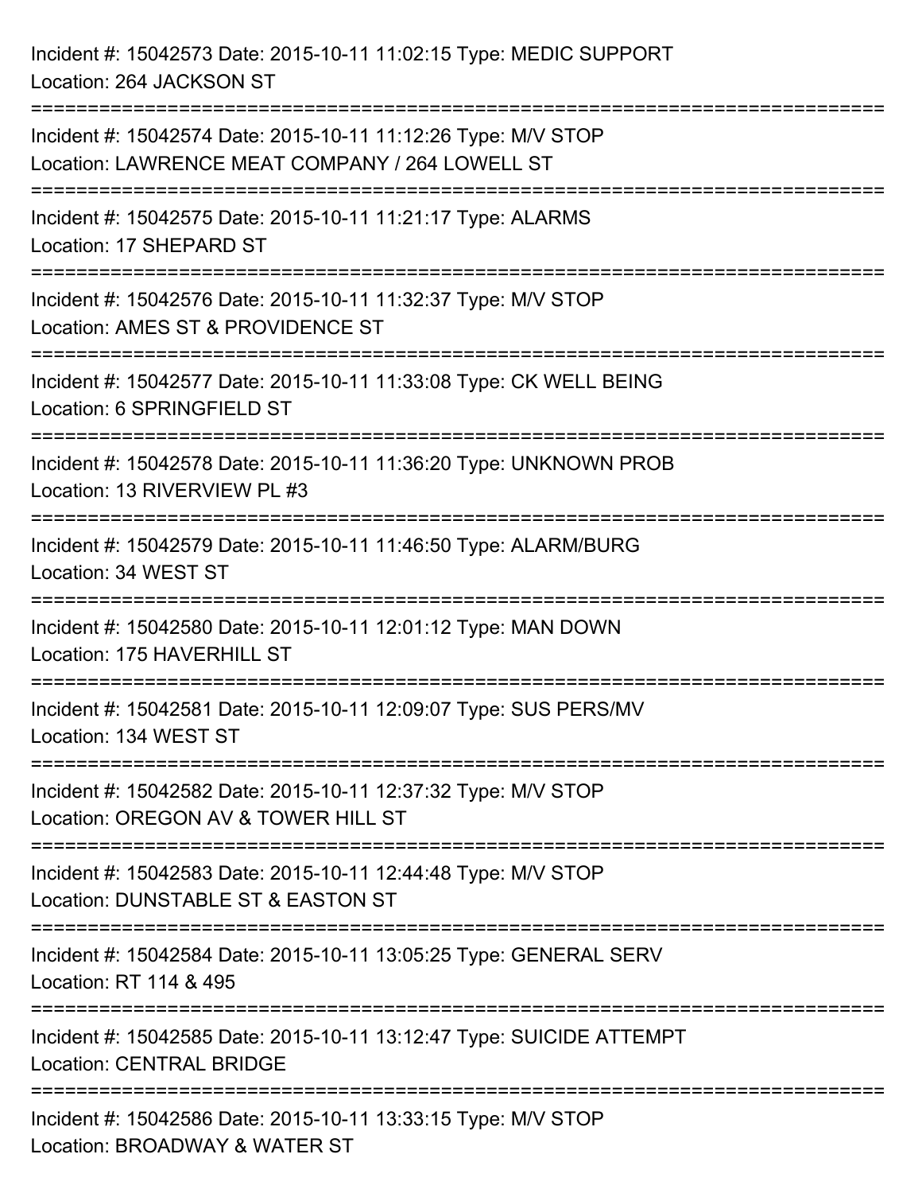Incident #: 15042573 Date: 2015-10-11 11:02:15 Type: MEDIC SUPPORT
Location: 264 JACKSON ST

===========================================================================

Incident #: 15042574 Date: 2015-10-11 11:12:26 Type: M/V STOP
Location: LAWRENCE MEAT COMPANY / 264 LOWELL ST

===========================================================================

Incident #: 15042575 Date: 2015-10-11 11:21:17 Type: ALARMS
Location: 17 SHEPARD ST

===========================================================================

Incident #: 15042576 Date: 2015-10-11 11:32:37 Type: M/V STOP
Location: AMES ST & PROVIDENCE ST

===========================================================================

Incident #: 15042577 Date: 2015-10-11 11:33:08 Type: CK WELL BEING
Location: 6 SPRINGFIELD ST

===========================================================================

Incident #: 15042578 Date: 2015-10-11 11:36:20 Type: UNKNOWN PROB
Location: 13 RIVERVIEW PL #3

===========================================================================

Incident #: 15042579 Date: 2015-10-11 11:46:50 Type: ALARM/BURG
Location: 34 WEST ST

===========================================================================

Incident #: 15042580 Date: 2015-10-11 12:01:12 Type: MAN DOWN
Location: 175 HAVERHILL ST

===========================================================================

Incident #: 15042581 Date: 2015-10-11 12:09:07 Type: SUS PERS/MV
Location: 134 WEST ST

===========================================================================

Incident #: 15042582 Date: 2015-10-11 12:37:32 Type: M/V STOP
Location: OREGON AV & TOWER HILL ST

===========================================================================

Incident #: 15042583 Date: 2015-10-11 12:44:48 Type: M/V STOP
Location: DUNSTABLE ST & EASTON ST

===========================================================================

Incident #: 15042584 Date: 2015-10-11 13:05:25 Type: GENERAL SERV
Location: RT 114 & 495

===========================================================================

Incident #: 15042585 Date: 2015-10-11 13:12:47 Type: SUICIDE ATTEMPT
Location: CENTRAL BRIDGE

===========================================================================

Incident #: 15042586 Date: 2015-10-11 13:33:15 Type: M/V STOP
Location: BROADWAY & WATER ST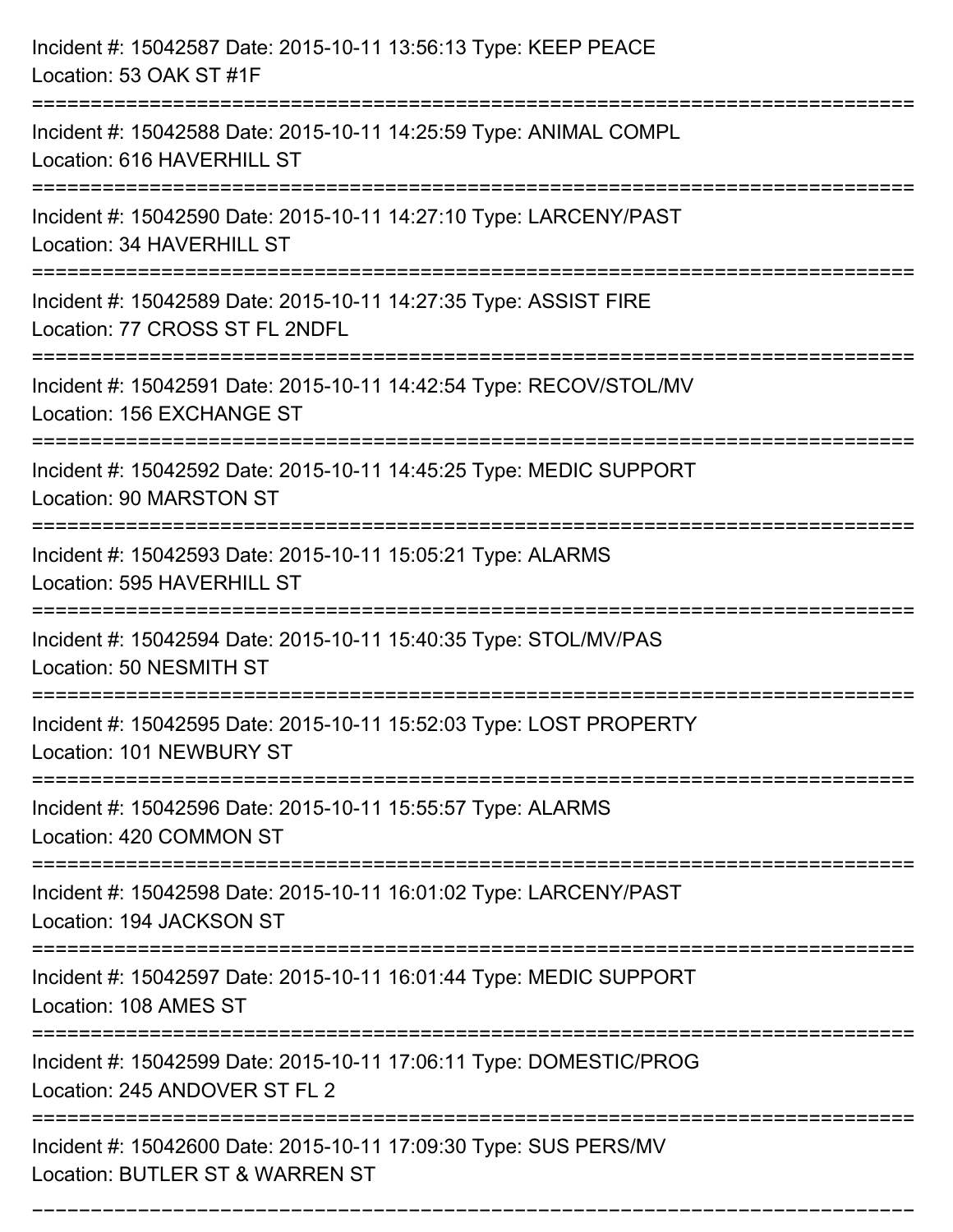Incident #: 15042587 Date: 2015-10-11 13:56:13 Type: KEEP PEACE
Location: 53 OAK ST #1F

===========================================================================

Incident #: 15042588 Date: 2015-10-11 14:25:59 Type: ANIMAL COMPL
Location: 616 HAVERHILL ST

===========================================================================

Incident #: 15042590 Date: 2015-10-11 14:27:10 Type: LARCENY/PAST
Location: 34 HAVERHILL ST

===========================================================================

Incident #: 15042589 Date: 2015-10-11 14:27:35 Type: ASSIST FIRE
Location: 77 CROSS ST FL 2NDFL

===========================================================================

Incident #: 15042591 Date: 2015-10-11 14:42:54 Type: RECOV/STOL/MV
Location: 156 EXCHANGE ST

===========================================================================

Incident #: 15042592 Date: 2015-10-11 14:45:25 Type: MEDIC SUPPORT
Location: 90 MARSTON ST

===========================================================================

Incident #: 15042593 Date: 2015-10-11 15:05:21 Type: ALARMS
Location: 595 HAVERHILL ST

===========================================================================

Incident #: 15042594 Date: 2015-10-11 15:40:35 Type: STOL/MV/PAS
Location: 50 NESMITH ST

===========================================================================

Incident #: 15042595 Date: 2015-10-11 15:52:03 Type: LOST PROPERTY
Location: 101 NEWBURY ST

===========================================================================

Incident #: 15042596 Date: 2015-10-11 15:55:57 Type: ALARMS
Location: 420 COMMON ST

===========================================================================

Incident #: 15042598 Date: 2015-10-11 16:01:02 Type: LARCENY/PAST
Location: 194 JACKSON ST

===========================================================================

Incident #: 15042597 Date: 2015-10-11 16:01:44 Type: MEDIC SUPPORT
Location: 108 AMES ST

===========================================================================

Incident #: 15042599 Date: 2015-10-11 17:06:11 Type: DOMESTIC/PROG
Location: 245 ANDOVER ST FL 2

===========================================================================

Incident #: 15042600 Date: 2015-10-11 17:09:30 Type: SUS PERS/MV
Location: BUTLER ST & WARREN ST

===========================================================================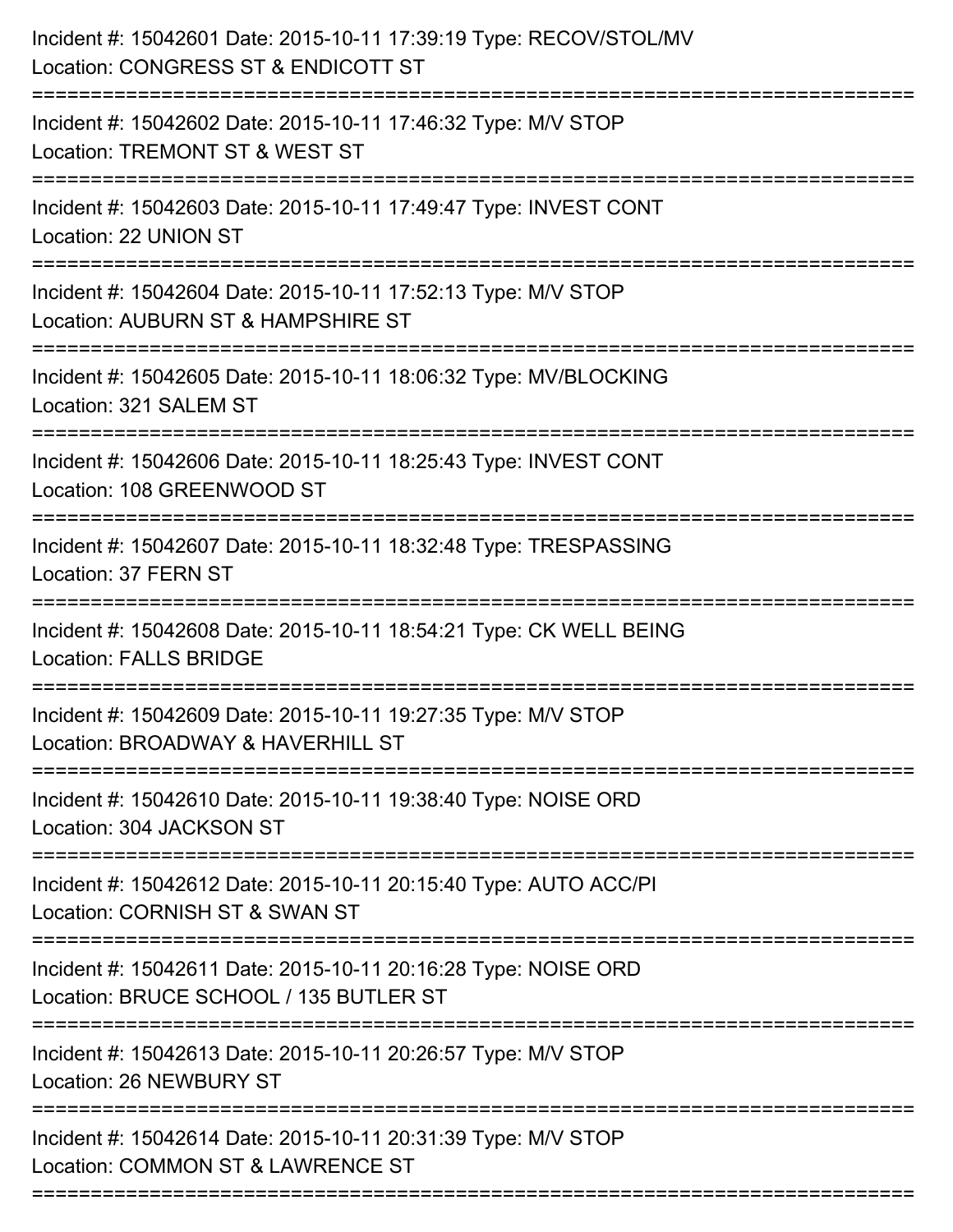Incident #: 15042601 Date: 2015-10-11 17:39:19 Type: RECOV/STOL/MV
Location: CONGRESS ST & ENDICOTT ST

===========================================================================

Incident #: 15042602 Date: 2015-10-11 17:46:32 Type: M/V STOP
Location: TREMONT ST & WEST ST

===========================================================================

Incident #: 15042603 Date: 2015-10-11 17:49:47 Type: INVEST CONT
Location: 22 UNION ST

===========================================================================

Incident #: 15042604 Date: 2015-10-11 17:52:13 Type: M/V STOP
Location: AUBURN ST & HAMPSHIRE ST

===========================================================================

Incident #: 15042605 Date: 2015-10-11 18:06:32 Type: MV/BLOCKING
Location: 321 SALEM ST

===========================================================================

Incident #: 15042606 Date: 2015-10-11 18:25:43 Type: INVEST CONT
Location: 108 GREENWOOD ST

===========================================================================

Incident #: 15042607 Date: 2015-10-11 18:32:48 Type: TRESPASSING
Location: 37 FERN ST

===========================================================================

Incident #: 15042608 Date: 2015-10-11 18:54:21 Type: CK WELL BEING
Location: FALLS BRIDGE

===========================================================================

Incident #: 15042609 Date: 2015-10-11 19:27:35 Type: M/V STOP
Location: BROADWAY & HAVERHILL ST

===========================================================================

Incident #: 15042610 Date: 2015-10-11 19:38:40 Type: NOISE ORD
Location: 304 JACKSON ST

===========================================================================

Incident #: 15042612 Date: 2015-10-11 20:15:40 Type: AUTO ACC/PI
Location: CORNISH ST & SWAN ST

===========================================================================

Incident #: 15042611 Date: 2015-10-11 20:16:28 Type: NOISE ORD
Location: BRUCE SCHOOL / 135 BUTLER ST

===========================================================================

Incident #: 15042613 Date: 2015-10-11 20:26:57 Type: M/V STOP
Location: 26 NEWBURY ST

===========================================================================

Incident #: 15042614 Date: 2015-10-11 20:31:39 Type: M/V STOP
Location: COMMON ST & LAWRENCE ST

===========================================================================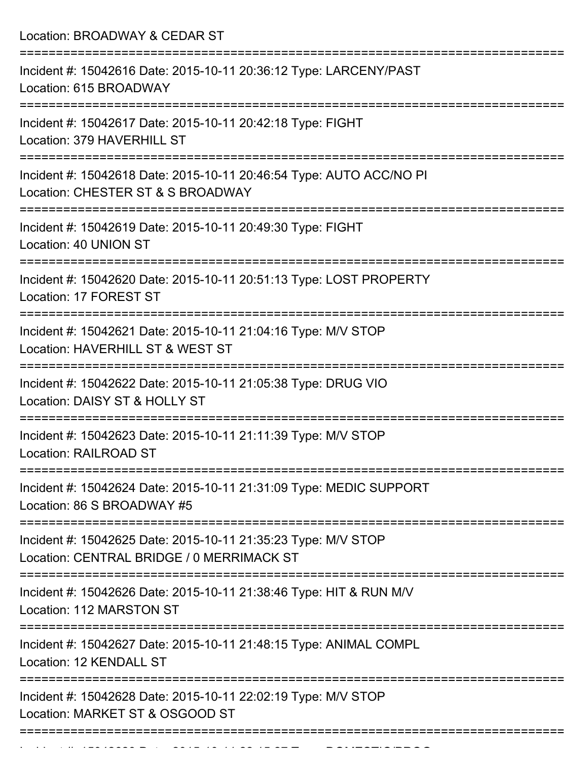Location: BROADWAY & CEDAR ST

===========================================================================

Incident #: 15042616 Date: 2015-10-11 20:36:12 Type: LARCENY/PAST
Location: 615 BROADWAY

===========================================================================

Incident #: 15042617 Date: 2015-10-11 20:42:18 Type: FIGHT
Location: 379 HAVERHILL ST

===========================================================================

Incident #: 15042618 Date: 2015-10-11 20:46:54 Type: AUTO ACC/NO PI
Location: CHESTER ST & S BROADWAY

===========================================================================

Incident #: 15042619 Date: 2015-10-11 20:49:30 Type: FIGHT
Location: 40 UNION ST

===========================================================================

Incident #: 15042620 Date: 2015-10-11 20:51:13 Type: LOST PROPERTY
Location: 17 FOREST ST

===========================================================================

Incident #: 15042621 Date: 2015-10-11 21:04:16 Type: M/V STOP
Location: HAVERHILL ST & WEST ST

===========================================================================

Incident #: 15042622 Date: 2015-10-11 21:05:38 Type: DRUG VIO
Location: DAISY ST & HOLLY ST

===========================================================================

Incident #: 15042623 Date: 2015-10-11 21:11:39 Type: M/V STOP
Location: RAILROAD ST

===========================================================================

Incident #: 15042624 Date: 2015-10-11 21:31:09 Type: MEDIC SUPPORT
Location: 86 S BROADWAY #5

===========================================================================

Incident #: 15042625 Date: 2015-10-11 21:35:23 Type: M/V STOP
Location: CENTRAL BRIDGE / 0 MERRIMACK ST

===========================================================================

Incident #: 15042626 Date: 2015-10-11 21:38:46 Type: HIT & RUN M/V
Location: 112 MARSTON ST

===========================================================================

Incident #: 15042627 Date: 2015-10-11 21:48:15 Type: ANIMAL COMPL
Location: 12 KENDALL ST

===========================================================================

Incident #: 15042628 Date: 2015-10-11 22:02:19 Type: M/V STOP
Location: MARKET ST & OSGOOD ST

===========================================================================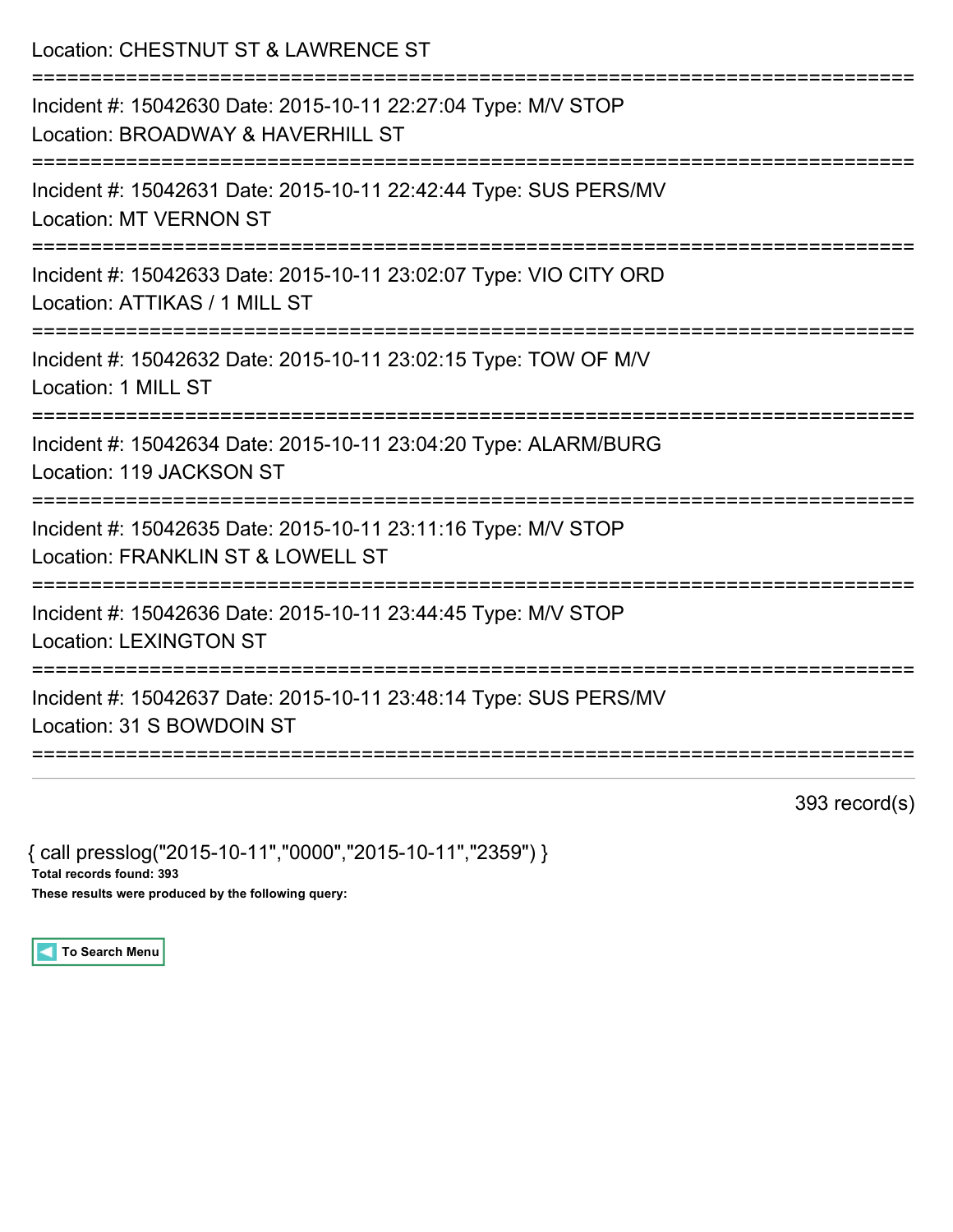Location: CHESTNUT ST & LAWRENCE ST

===========================================================================

Incident #: 15042630 Date: 2015-10-11 22:27:04 Type: M/V STOP

Location: BROADWAY & HAVERHILL ST

===========================================================================

Incident #: 15042631 Date: 2015-10-11 22:42:44 Type: SUS PERS/MV

Location: MT VERNON ST

===========================================================================

Incident #: 15042633 Date: 2015-10-11 23:02:07 Type: VIO CITY ORD

Location: ATTIKAS / 1 MILL ST

===========================================================================

Incident #: 15042632 Date: 2015-10-11 23:02:15 Type: TOW OF M/V

Location: 1 MILL ST

===========================================================================

Incident #: 15042634 Date: 2015-10-11 23:04:20 Type: ALARM/BURG

Location: 119 JACKSON ST

===========================================================================

Incident #: 15042635 Date: 2015-10-11 23:11:16 Type: M/V STOP

Location: FRANKLIN ST & LOWELL ST

===========================================================================

Incident #: 15042636 Date: 2015-10-11 23:44:45 Type: M/V STOP

Location: LEXINGTON ST

===========================================================================

Incident #: 15042637 Date: 2015-10-11 23:48:14 Type: SUS PERS/MV

Location: 31 S BOWDOIN ST

===========================================================================

393 record(s)

{ call presslog("2015-10-11","0000","2015-10-11","2359") }

**Total records found: 393**

**These results were produced by the following query:**

To Search Menu